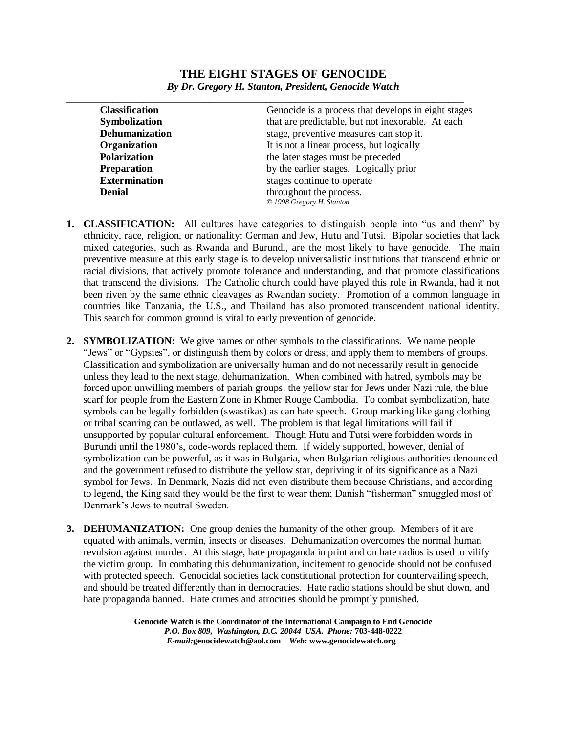# THE EIGHT STAGES OF GENOCIDE

*By Dr. Gregory H. Stanton, President, Genocide Watch*

| | |
|---|---|
| **Classification** | Genocide is a process that develops in eight stages |
| **Symbolization** | that are predictable, but not inexorable. At each |
| **Dehumanization** | stage, preventive measures can stop it. |
| **Organization** | It is not a linear process, but logically |
| **Polarization** | the later stages must be preceded |
| **Preparation** | by the earlier stages. Logically prior |
| **Extermination** | stages continue to operate |
| **Denial** | throughout the process. |
| | *© 1998 Gregory H. Stanton* |

1. **CLASSIFICATION:** All cultures have categories to distinguish people into "us and them" by ethnicity, race, religion, or nationality: German and Jew, Hutu and Tutsi. Bipolar societies that lack mixed categories, such as Rwanda and Burundi, are the most likely to have genocide. The main preventive measure at this early stage is to develop universalistic institutions that transcend ethnic or racial divisions, that actively promote tolerance and understanding, and that promote classifications that transcend the divisions. The Catholic church could have played this role in Rwanda, had it not been riven by the same ethnic cleavages as Rwandan society. Promotion of a common language in countries like Tanzania, the U.S., and Thailand has also promoted transcendent national identity. This search for common ground is vital to early prevention of genocide.

2. **SYMBOLIZATION:** We give names or other symbols to the classifications. We name people "Jews" or "Gypsies", or distinguish them by colors or dress; and apply them to members of groups. Classification and symbolization are universally human and do not necessarily result in genocide unless they lead to the next stage, dehumanization. When combined with hatred, symbols may be forced upon unwilling members of pariah groups: the yellow star for Jews under Nazi rule, the blue scarf for people from the Eastern Zone in Khmer Rouge Cambodia. To combat symbolization, hate symbols can be legally forbidden (swastikas) as can hate speech. Group marking like gang clothing or tribal scarring can be outlawed, as well. The problem is that legal limitations will fail if unsupported by popular cultural enforcement. Though Hutu and Tutsi were forbidden words in Burundi until the 1980's, code-words replaced them. If widely supported, however, denial of symbolization can be powerful, as it was in Bulgaria, when Bulgarian religious authorities denounced and the government refused to distribute the yellow star, depriving it of its significance as a Nazi symbol for Jews. In Denmark, Nazis did not even distribute them because Christians, and according to legend, the King said they would be the first to wear them; Danish "fisherman" smuggled most of Denmark's Jews to neutral Sweden.

3. **DEHUMANIZATION:** One group denies the humanity of the other group. Members of it are equated with animals, vermin, insects or diseases. Dehumanization overcomes the normal human revulsion against murder. At this stage, hate propaganda in print and on hate radios is used to vilify the victim group. In combating this dehumanization, incitement to genocide should not be confused with protected speech. Genocidal societies lack constitutional protection for countervailing speech, and should be treated differently than in democracies. Hate radio stations should be shut down, and hate propaganda banned. Hate crimes and atrocities should be promptly punished.

**Genocide Watch is the Coordinator of the International Campaign to End Genocide**
***P.O. Box 809, Washington, D.C. 20044 USA. Phone:* 703-448-0222**
***E-mail:*genocidewatch@aol.com *Web:* www.genocidewatch.org**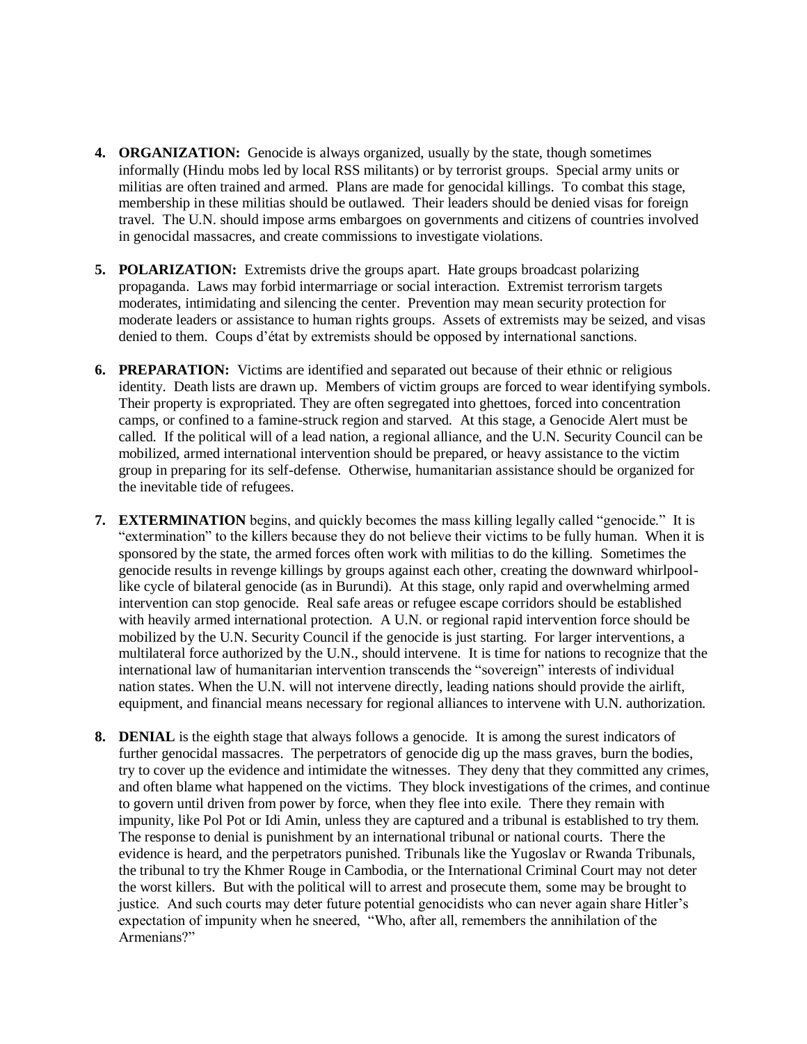4. **ORGANIZATION:** Genocide is always organized, usually by the state, though sometimes informally (Hindu mobs led by local RSS militants) or by terrorist groups. Special army units or militias are often trained and armed. Plans are made for genocidal killings. To combat this stage, membership in these militias should be outlawed. Their leaders should be denied visas for foreign travel. The U.N. should impose arms embargoes on governments and citizens of countries involved in genocidal massacres, and create commissions to investigate violations.

5. **POLARIZATION:** Extremists drive the groups apart. Hate groups broadcast polarizing propaganda. Laws may forbid intermarriage or social interaction. Extremist terrorism targets moderates, intimidating and silencing the center. Prevention may mean security protection for moderate leaders or assistance to human rights groups. Assets of extremists may be seized, and visas denied to them. Coups d'état by extremists should be opposed by international sanctions.

6. **PREPARATION:** Victims are identified and separated out because of their ethnic or religious identity. Death lists are drawn up. Members of victim groups are forced to wear identifying symbols. Their property is expropriated. They are often segregated into ghettoes, forced into concentration camps, or confined to a famine-struck region and starved. At this stage, a Genocide Alert must be called. If the political will of a lead nation, a regional alliance, and the U.N. Security Council can be mobilized, armed international intervention should be prepared, or heavy assistance to the victim group in preparing for its self-defense. Otherwise, humanitarian assistance should be organized for the inevitable tide of refugees.

7. **EXTERMINATION** begins, and quickly becomes the mass killing legally called "genocide." It is "extermination" to the killers because they do not believe their victims to be fully human. When it is sponsored by the state, the armed forces often work with militias to do the killing. Sometimes the genocide results in revenge killings by groups against each other, creating the downward whirlpool-like cycle of bilateral genocide (as in Burundi). At this stage, only rapid and overwhelming armed intervention can stop genocide. Real safe areas or refugee escape corridors should be established with heavily armed international protection. A U.N. or regional rapid intervention force should be mobilized by the U.N. Security Council if the genocide is just starting. For larger interventions, a multilateral force authorized by the U.N., should intervene. It is time for nations to recognize that the international law of humanitarian intervention transcends the "sovereign" interests of individual nation states. When the U.N. will not intervene directly, leading nations should provide the airlift, equipment, and financial means necessary for regional alliances to intervene with U.N. authorization.

8. **DENIAL** is the eighth stage that always follows a genocide. It is among the surest indicators of further genocidal massacres. The perpetrators of genocide dig up the mass graves, burn the bodies, try to cover up the evidence and intimidate the witnesses. They deny that they committed any crimes, and often blame what happened on the victims. They block investigations of the crimes, and continue to govern until driven from power by force, when they flee into exile. There they remain with impunity, like Pol Pot or Idi Amin, unless they are captured and a tribunal is established to try them. The response to denial is punishment by an international tribunal or national courts. There the evidence is heard, and the perpetrators punished. Tribunals like the Yugoslav or Rwanda Tribunals, the tribunal to try the Khmer Rouge in Cambodia, or the International Criminal Court may not deter the worst killers. But with the political will to arrest and prosecute them, some may be brought to justice. And such courts may deter future potential genocidists who can never again share Hitler's expectation of impunity when he sneered, "Who, after all, remembers the annihilation of the Armenians?"